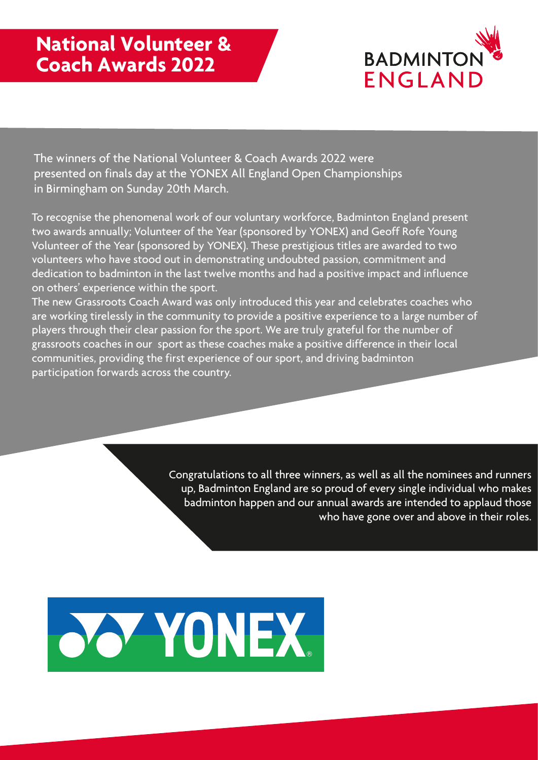# National Volunteer & Coach Awards 2022

BADMINTON ENGLAND

The winners of the National Volunteer & Coach Awards 2022 were presented on finals day at the YONEX All England Open Championships in Birmingham on Sunday 20th March.

To recognise the phenomenal work of our voluntary workforce, Badminton England present two awards annually; Volunteer of the Year (sponsored by YONEX) and Geoff Rofe Young Volunteer of the Year (sponsored by YONEX). These prestigious titles are awarded to two volunteers who have stood out in demonstrating undoubted passion, commitment and dedication to badminton in the last twelve months and had a positive impact and influence on others' experience within the sport.

The new Grassroots Coach Award was only introduced this year and celebrates coaches who are working tirelessly in the community to provide a positive experience to a large number of players through their clear passion for the sport. We are truly grateful for the number of grassroots coaches in our sport as these coaches make a positive difference in their local communities, providing the first experience of our sport, and driving badminton participation forwards across the country.

Congratulations to all three winners, as well as all the nominees and runners up, Badminton England are so proud of every single individual who makes badminton happen and our annual awards are intended to applaud those who have gone over and above in their roles.

YONEX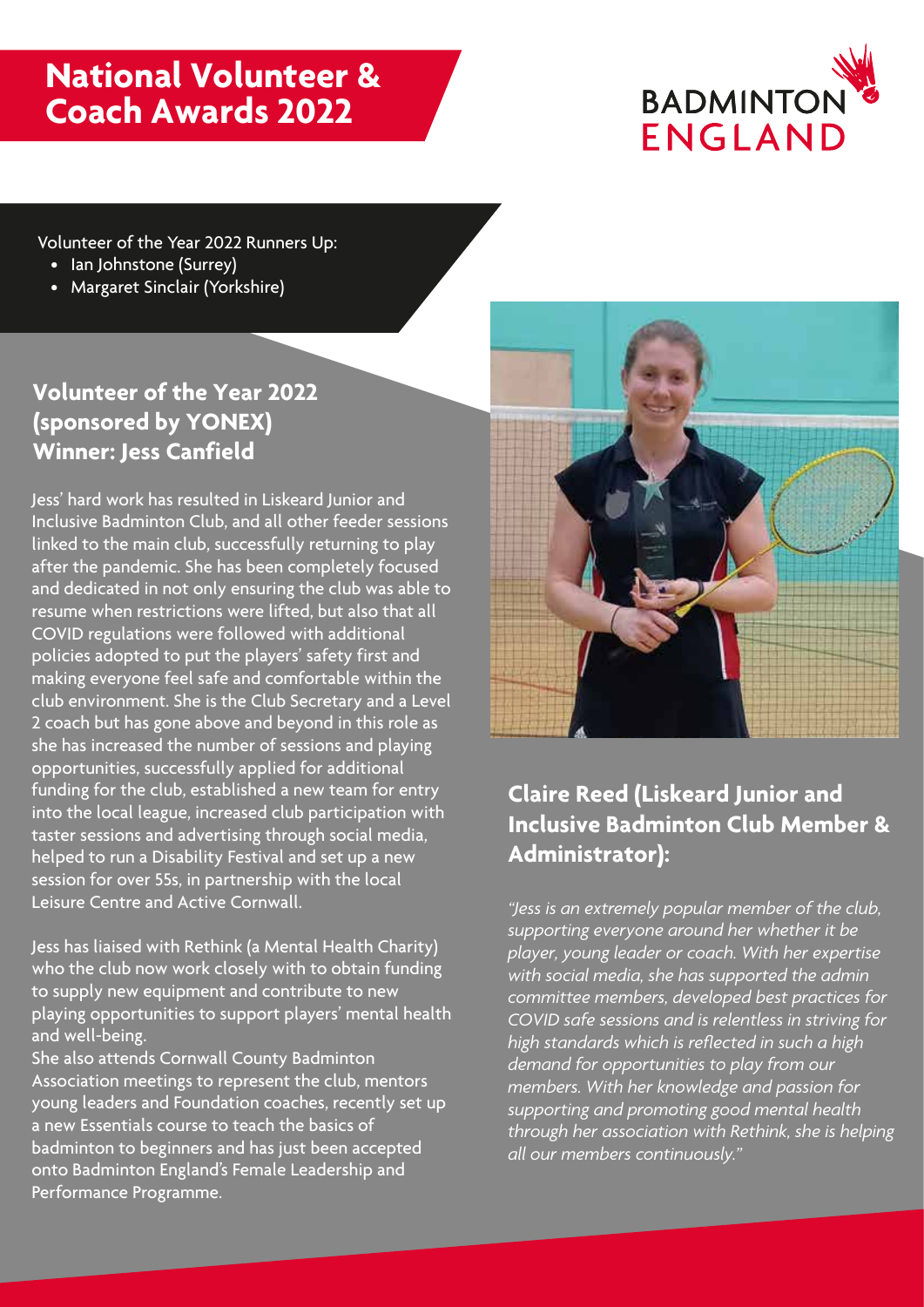# National Volunteer & Coach Awards 2022

BADMINTON ENGLAND

Volunteer of the Year 2022 Runners Up:

- Ian Johnstone (Surrey)
- Margaret Sinclair (Yorkshire)

## Volunteer of the Year 2022 (sponsored by YONEX) Winner: Jess Canfield

Jess' hard work has resulted in Liskeard Junior and Inclusive Badminton Club, and all other feeder sessions linked to the main club, successfully returning to play after the pandemic. She has been completely focused and dedicated in not only ensuring the club was able to resume when restrictions were lifted, but also that all COVID regulations were followed with additional policies adopted to put the players' safety first and making everyone feel safe and comfortable within the club environment. She is the Club Secretary and a Level 2 coach but has gone above and beyond in this role as she has increased the number of sessions and playing opportunities, successfully applied for additional funding for the club, established a new team for entry into the local league, increased club participation with taster sessions and advertising through social media, helped to run a Disability Festival and set up a new session for over 55s, in partnership with the local Leisure Centre and Active Cornwall.

Jess has liaised with Rethink (a Mental Health Charity) who the club now work closely with to obtain funding to supply new equipment and contribute to new playing opportunities to support players' mental health and well-being.

She also attends Cornwall County Badminton Association meetings to represent the club, mentors young leaders and Foundation coaches, recently set up a new Essentials course to teach the basics of badminton to beginners and has just been accepted onto Badminton England's Female Leadership and Performance Programme.

## Claire Reed (Liskeard Junior and Inclusive Badminton Club Member & Administrator):

*"Jess is an extremely popular member of the club, supporting everyone around her whether it be player, young leader or coach. With her expertise with social media, she has supported the admin committee members, developed best practices for COVID safe sessions and is relentless in striving for high standards which is reflected in such a high demand for opportunities to play from our members. With her knowledge and passion for supporting and promoting good mental health through her association with Rethink, she is helping all our members continuously."*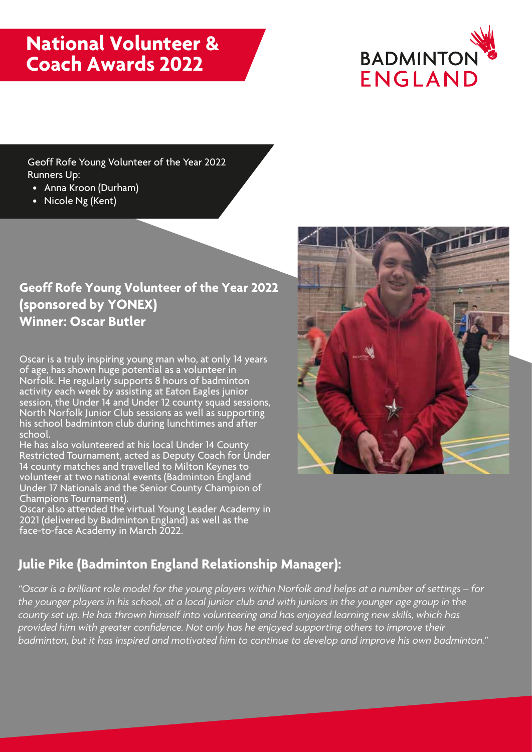# National Volunteer & Coach Awards 2022

BADMINTON ENGLAND

Geoff Rofe Young Volunteer of the Year 2022
Runners Up:

- Anna Kroon (Durham)
- Nicole Ng (Kent)

## Geoff Rofe Young Volunteer of the Year 2022 (sponsored by YONEX)
## Winner: Oscar Butler

Oscar is a truly inspiring young man who, at only 14 years of age, has shown huge potential as a volunteer in Norfolk. He regularly supports 8 hours of badminton activity each week by assisting at Eaton Eagles junior session, the Under 14 and Under 12 county squad sessions, North Norfolk Junior Club sessions as well as supporting his school badminton club during lunchtimes and after school.

He has also volunteered at his local Under 14 County Restricted Tournament, acted as Deputy Coach for Under 14 county matches and travelled to Milton Keynes to volunteer at two national events (Badminton England Under 17 Nationals and the Senior County Champion of Champions Tournament).

Oscar also attended the virtual Young Leader Academy in 2021 (delivered by Badminton England) as well as the face-to-face Academy in March 2022.

## Julie Pike (Badminton England Relationship Manager):

*"Oscar is a brilliant role model for the young players within Norfolk and helps at a number of settings – for the younger players in his school, at a local junior club and with juniors in the younger age group in the county set up. He has thrown himself into volunteering and has enjoyed learning new skills, which has provided him with greater confidence. Not only has he enjoyed supporting others to improve their badminton, but it has inspired and motivated him to continue to develop and improve his own badminton."*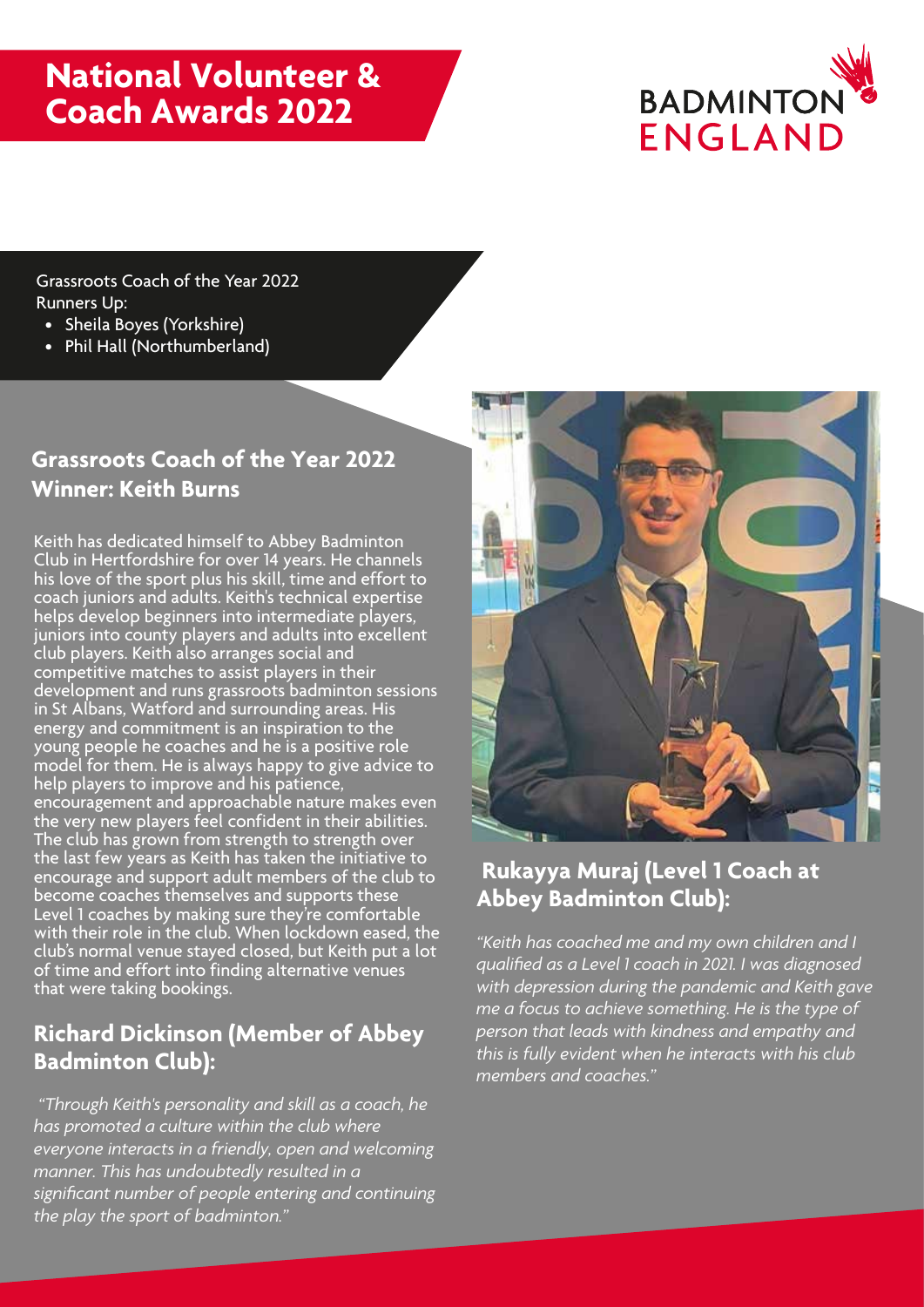# National Volunteer & Coach Awards 2022

BADMINTON ENGLAND

Grassroots Coach of the Year 2022
Runners Up:

- Sheila Boyes (Yorkshire)
- Phil Hall (Northumberland)

## Grassroots Coach of the Year 2022 Winner: Keith Burns

Keith has dedicated himself to Abbey Badminton Club in Hertfordshire for over 14 years. He channels his love of the sport plus his skill, time and effort to coach juniors and adults. Keith's technical expertise helps develop beginners into intermediate players, juniors into county players and adults into excellent club players. Keith also arranges social and competitive matches to assist players in their development and runs grassroots badminton sessions in St Albans, Watford and surrounding areas. His energy and commitment is an inspiration to the young people he coaches and he is a positive role model for them. He is always happy to give advice to help players to improve and his patience, encouragement and approachable nature makes even the very new players feel confident in their abilities. The club has grown from strength to strength over the last few years as Keith has taken the initiative to encourage and support adult members of the club to become coaches themselves and supports these Level 1 coaches by making sure they're comfortable with their role in the club. When lockdown eased, the club's normal venue stayed closed, but Keith put a lot of time and effort into finding alternative venues that were taking bookings.

## Richard Dickinson (Member of Abbey Badminton Club):

*"Through Keith's personality and skill as a coach, he has promoted a culture within the club where everyone interacts in a friendly, open and welcoming manner. This has undoubtedly resulted in a significant number of people entering and continuing the play the sport of badminton."*

## Rukayya Muraj (Level 1 Coach at Abbey Badminton Club):

*"Keith has coached me and my own children and I qualified as a Level 1 coach in 2021. I was diagnosed with depression during the pandemic and Keith gave me a focus to achieve something. He is the type of person that leads with kindness and empathy and this is fully evident when he interacts with his club members and coaches."*